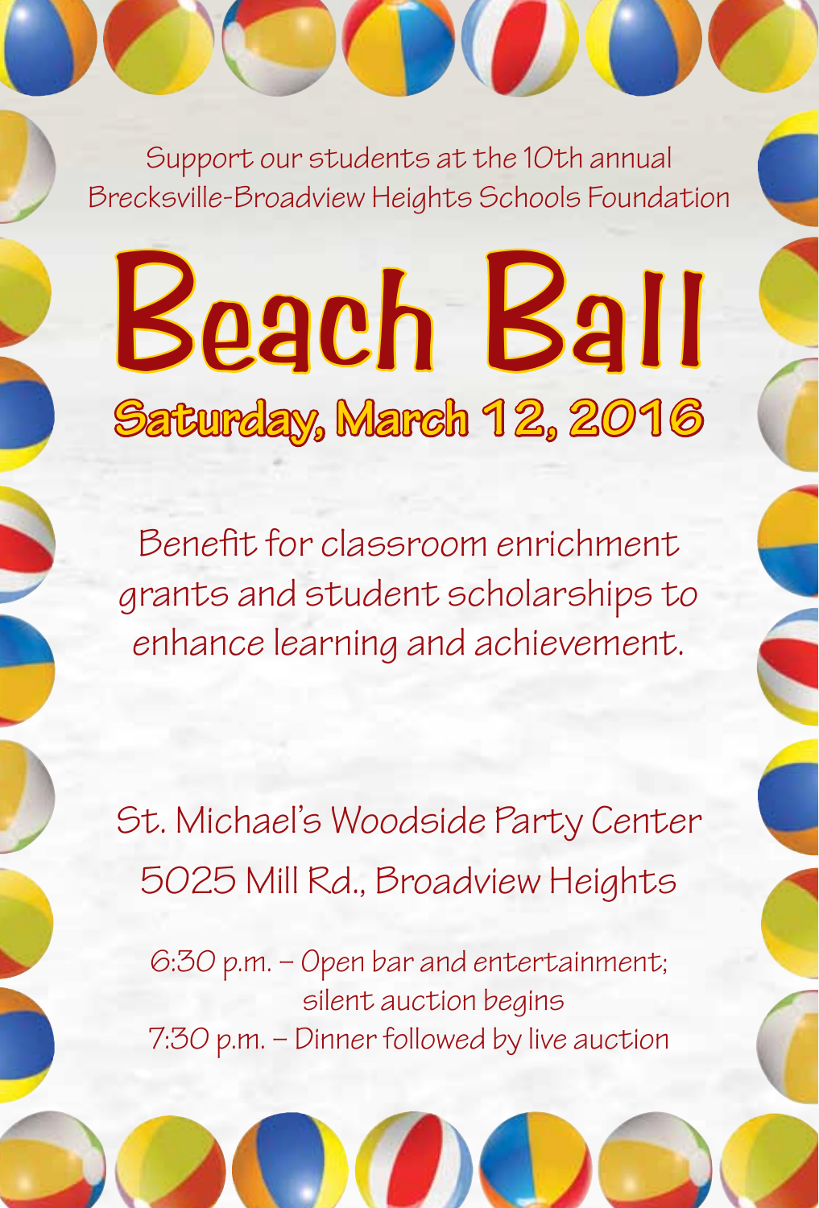Support our students at the 10th annual
Brecksville-Broadview Heights Schools Foundation

# Beach Ball

## Saturday, March 12, 2016

Benefit for classroom enrichment grants and student scholarships to enhance learning and achievement.

St. Michael's Woodside Party Center
5025 Mill Rd., Broadview Heights

6:30 p.m. – Open bar and entertainment; silent auction begins
7:30 p.m. – Dinner followed by live auction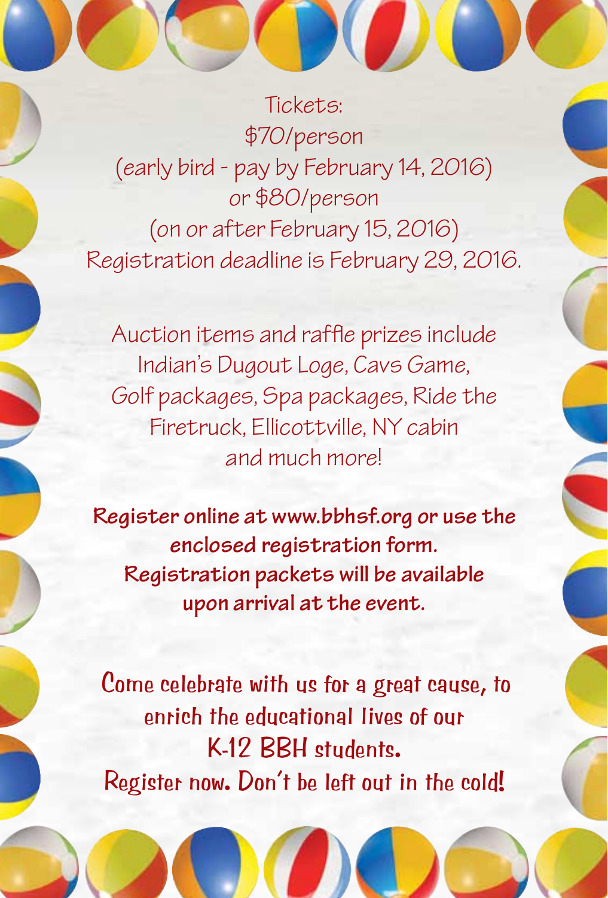Tickets:
$70/person
(early bird - pay by February 14, 2016)
or $80/person
(on or after February 15, 2016)
Registration deadline is February 29, 2016.

Auction items and raffle prizes include
Indian's Dugout Loge, Cavs Game,
Golf packages, Spa packages, Ride the
Firetruck, Ellicottville, NY cabin
and much more!

**Register online at www.bbhsf.org or use the enclosed registration form.**
**Registration packets will be available upon arrival at the event.**

Come celebrate with us for a great cause, to enrich the educational lives of our K-12 BBH students.
Register now. Don't be left out in the cold!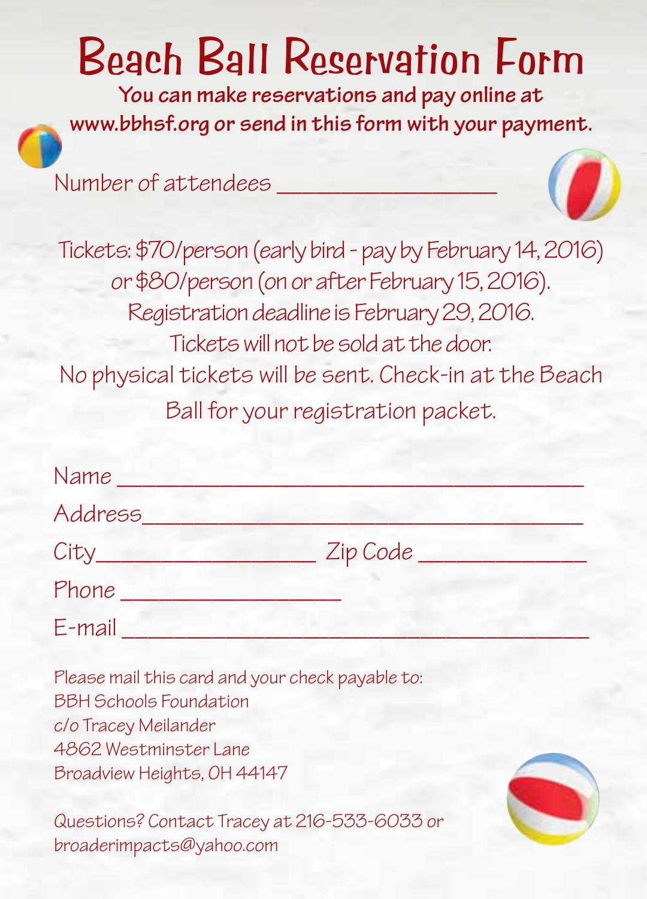# Beach Ball Reservation Form

**You can make reservations and pay online at www.bbhsf.org or send in this form with your payment.**

Number of attendees ___________________

Tickets: $70/person (early bird - pay by February 14, 2016) or $80/person (on or after February 15, 2016).
Registration deadline is February 29, 2016.
Tickets will not be sold at the door.
No physical tickets will be sent. Check-in at the Beach Ball for your registration packet.

Name ________________________________________

Address______________________________________

City___________________ Zip Code ______________

Phone ___________________

E-mail ________________________________________

Please mail this card and your check payable to:
BBH Schools Foundation
c/o Tracey Meilander
4862 Westminster Lane
Broadview Heights, OH 44147

Questions? Contact Tracey at 216-533-6033 or broaderimpacts@yahoo.com